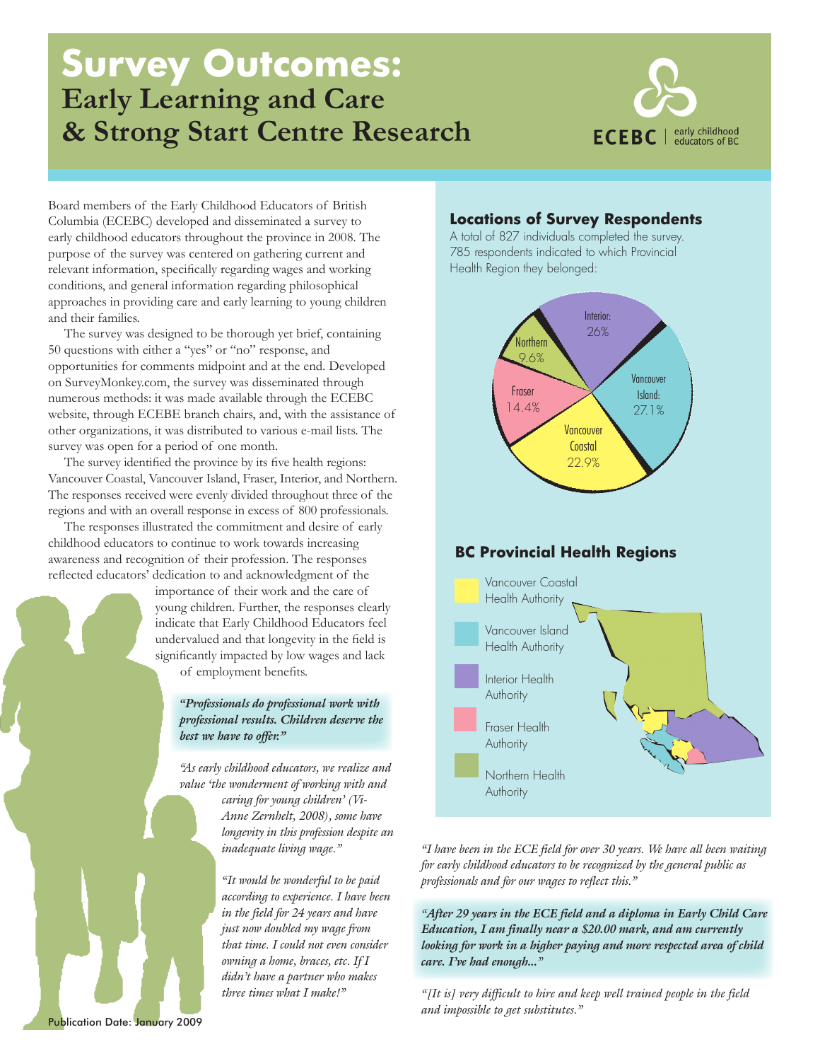# Survey Outcomes:
## Early Learning and Care & Strong Start Centre Research

ECEBC | early childhood educators of BC

Board members of the Early Childhood Educators of British Columbia (ECEBC) developed and disseminated a survey to early childhood educators throughout the province in 2008. The purpose of the survey was centered on gathering current and relevant information, specifically regarding wages and working conditions, and general information regarding philosophical approaches in providing care and early learning to young children and their families.

The survey was designed to be thorough yet brief, containing 50 questions with either a "yes" or "no" response, and opportunities for comments midpoint and at the end. Developed on SurveyMonkey.com, the survey was disseminated through numerous methods: it was made available through the ECEBC website, through ECEBE branch chairs, and, with the assistance of other organizations, it was distributed to various e-mail lists. The survey was open for a period of one month.

The survey identified the province by its five health regions: Vancouver Coastal, Vancouver Island, Fraser, Interior, and Northern. The responses received were evenly divided throughout three of the regions and with an overall response in excess of 800 professionals.

The responses illustrated the commitment and desire of early childhood educators to continue to work towards increasing awareness and recognition of their profession. The responses reflected educators' dedication to and acknowledgment of the importance of their work and the care of young children. Further, the responses clearly indicate that Early Childhood Educators feel undervalued and that longevity in the field is significantly impacted by low wages and lack of employment benefits.

***"Professionals do professional work with professional results. Children deserve the best we have to offer."***

*"As early childhood educators, we realize and value 'the wonderment of working with and caring for young children' (Vi-Anne Zernhelt, 2008), some have longevity in this profession despite an inadequate living wage."*

*"It would be wonderful to be paid according to experience. I have been in the field for 24 years and have just now doubled my wage from that time. I could not even consider owning a home, braces, etc. If I didn't have a partner who makes three times what I make!"*

### Locations of Survey Respondents

A total of 827 individuals completed the survey. 785 respondents indicated to which Provincial Health Region they belonged:

| Region | Percentage |
|---|---|
| Interior | 26% |
| Vancouver Island | 27.1% |
| Vancouver Coastal | 22.9% |
| Fraser | 14.4% |
| Northern | 9.6% |

### BC Provincial Health Regions

- Vancouver Coastal Health Authority
- Vancouver Island Health Authority
- Interior Health Authority
- Fraser Health Authority
- Northern Health Authority

*"I have been in the ECE field for over 30 years. We have all been waiting for early childhood educators to be recognized by the general public as professionals and for our wages to reflect this."*

***"After 29 years in the ECE field and a diploma in Early Child Care Education, I am finally near a $20.00 mark, and am currently looking for work in a higher paying and more respected area of child care. I've had enough..."***

*"[It is] very difficult to hire and keep well trained people in the field and impossible to get substitutes."*

Publication Date: January 2009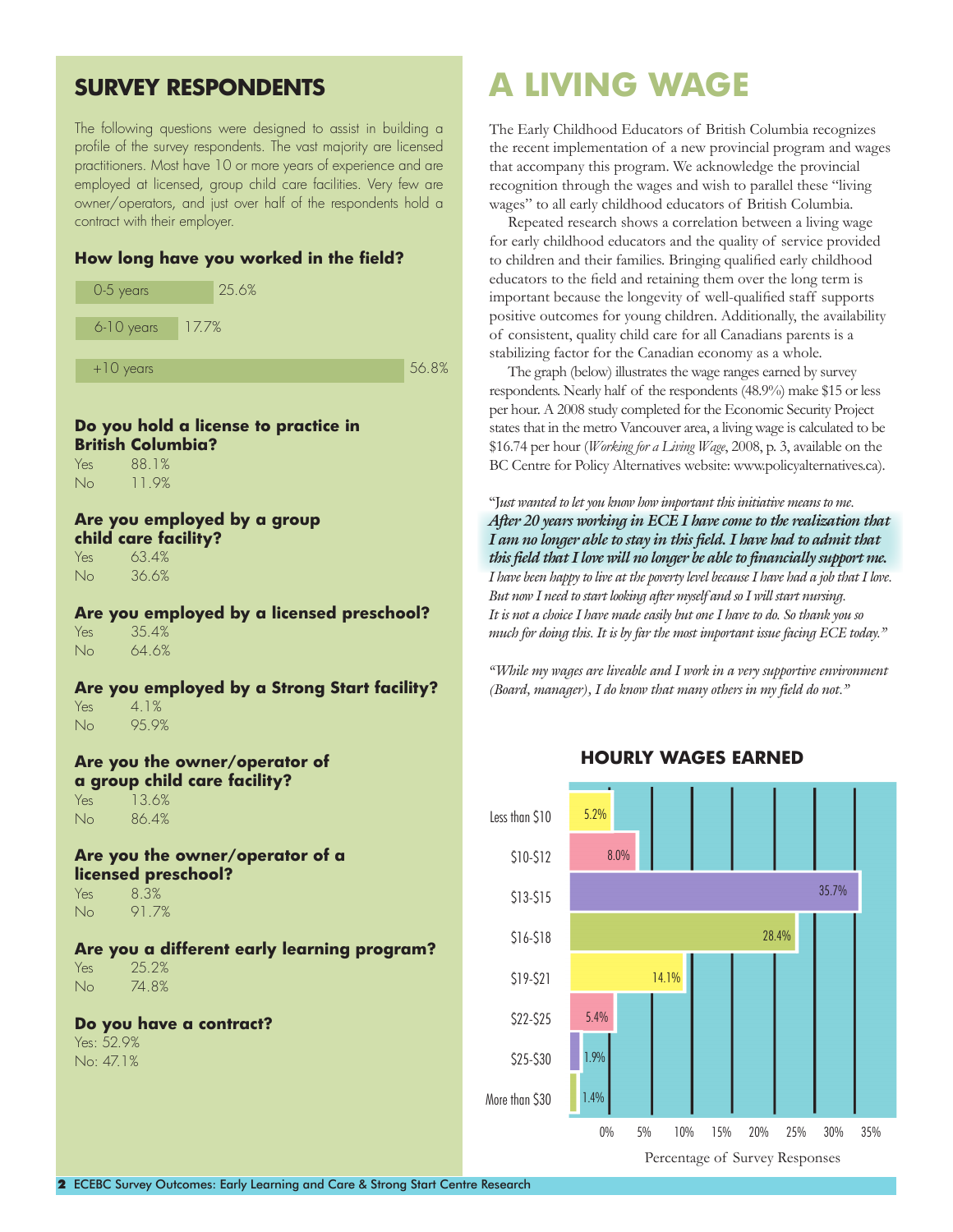## SURVEY RESPONDENTS

The following questions were designed to assist in building a profile of the survey respondents. The vast majority are licensed practitioners. Most have 10 or more years of experience and are employed at licensed, group child care facilities. Very few are owner/operators, and just over half of the respondents hold a contract with their employer.

### How long have you worked in the field?

| Years | Percentage |
|---|---|
| 0-5 years | 25.6% |
| 6-10 years | 17.7% |
| +10 years | 56.8% |

### Do you hold a license to practice in British Columbia?

Yes 88.1%
No 11.9%

### Are you employed by a group child care facility?

Yes 63.4%
No 36.6%

### Are you employed by a licensed preschool?

Yes 35.4%
No 64.6%

### Are you employed by a Strong Start facility?

Yes 4.1%
No 95.9%

### Are you the owner/operator of a group child care facility?

Yes 13.6%
No 86.4%

### Are you the owner/operator of a licensed preschool?

Yes 8.3%
No 91.7%

### Are you a different early learning program?

Yes 25.2%
No 74.8%

### Do you have a contract?

Yes: 52.9%
No: 47.1%

# A LIVING WAGE

The Early Childhood Educators of British Columbia recognizes the recent implementation of a new provincial program and wages that accompany this program. We acknowledge the provincial recognition through the wages and wish to parallel these "living wages" to all early childhood educators of British Columbia.

Repeated research shows a correlation between a living wage for early childhood educators and the quality of service provided to children and their families. Bringing qualified early childhood educators to the field and retaining them over the long term is important because the longevity of well-qualified staff supports positive outcomes for young children. Additionally, the availability of consistent, quality child care for all Canadians parents is a stabilizing factor for the Canadian economy as a whole.

The graph (below) illustrates the wage ranges earned by survey respondents. Nearly half of the respondents (48.9%) make $15 or less per hour. A 2008 study completed for the Economic Security Project states that in the metro Vancouver area, a living wage is calculated to be $16.74 per hour (*Working for a Living Wage*, 2008, p. 3, available on the BC Centre for Policy Alternatives website: www.policyalternatives.ca).

*"Just wanted to let you know how important this initiative means to me.* ***After 20 years working in ECE I have come to the realization that I am no longer able to stay in this field. I have had to admit that this field that I love will no longer be able to financially support me.*** *I have been happy to live at the poverty level because I have had a job that I love. But now I need to start looking after myself and so I will start nursing. It is not a choice I have made easily but one I have to do. So thank you so much for doing this. It is by far the most important issue facing ECE today."*

*"While my wages are liveable and I work in a very supportive environment (Board, manager), I do know that many others in my field do not."*

### HOURLY WAGES EARNED

| Hourly Wage | Percentage of Survey Responses |
|---|---|
| Less than $10 | 5.2% |
| $10-$12 | 8.0% |
| $13-$15 | 35.7% |
| $16-$18 | 28.4% |
| $19-$21 | 14.1% |
| $22-$25 | 5.4% |
| $25-$30 | 1.9% |
| More than $30 | 1.4% |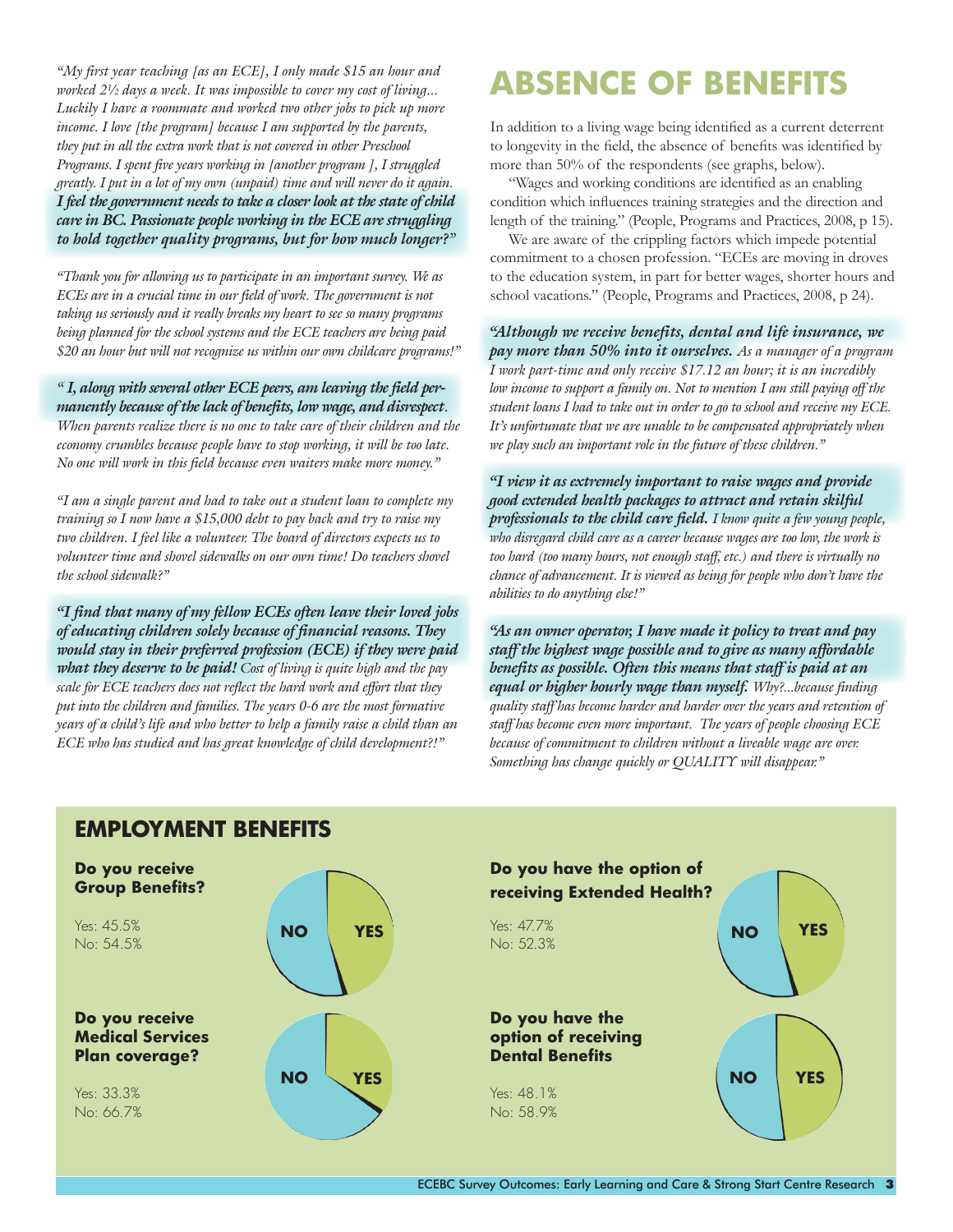*"My first year teaching [as an ECE], I only made $15 an hour and worked 2½ days a week. It was impossible to cover my cost of living... Luckily I have a roommate and worked two other jobs to pick up more income. I love [the program] because I am supported by the parents, they put in all the extra work that is not covered in other Preschool Programs. I spent five years working in [another program ], I struggled greatly. I put in a lot of my own (unpaid) time and will never do it again.* ***I feel the government needs to take a closer look at the state of child care in BC. Passionate people working in the ECE are struggling to hold together quality programs, but for how much longer?"***

*"Thank you for allowing us to participate in an important survey. We as ECEs are in a crucial time in our field of work. The government is not taking us seriously and it really breaks my heart to see so many programs being planned for the school systems and the ECE teachers are being paid $20 an hour but will not recognize us within our own childcare programs!"*

***" I, along with several other ECE peers, am leaving the field permanently because of the lack of benefits, low wage, and disrespect****. When parents realize there is no one to take care of their children and the economy crumbles because people have to stop working, it will be too late. No one will work in this field because even waiters make more money."*

*"I am a single parent and had to take out a student loan to complete my training so I now have a $15,000 debt to pay back and try to raise my two children. I feel like a volunteer. The board of directors expects us to volunteer time and shovel sidewalks on our own time! Do teachers shovel the school sidewalk?"*

***"I find that many of my fellow ECEs often leave their loved jobs of educating children solely because of financial reasons. They would stay in their preferred profession (ECE) if they were paid what they deserve to be paid!*** *Cost of living is quite high and the pay scale for ECE teachers does not reflect the hard work and effort that they put into the children and families. The years 0-6 are the most formative years of a child's life and who better to help a family raise a child than an ECE who has studied and has great knowledge of child development?!"*

# ABSENCE OF BENEFITS

In addition to a living wage being identified as a current deterrent to longevity in the field, the absence of benefits was identified by more than 50% of the respondents (see graphs, below).

"Wages and working conditions are identified as an enabling condition which influences training strategies and the direction and length of the training." (People, Programs and Practices, 2008, p 15).

We are aware of the crippling factors which impede potential commitment to a chosen profession. "ECEs are moving in droves to the education system, in part for better wages, shorter hours and school vacations." (People, Programs and Practices, 2008, p 24).

***"Although we receive benefits, dental and life insurance, we pay more than 50% into it ourselves.*** *As a manager of a program I work part-time and only receive $17.12 an hour; it is an incredibly low income to support a family on. Not to mention I am still paying off the student loans I had to take out in order to go to school and receive my ECE. It's unfortunate that we are unable to be compensated appropriately when we play such an important role in the future of these children."*

***"I view it as extremely important to raise wages and provide good extended health packages to attract and retain skilful professionals to the child care field.*** *I know quite a few young people, who disregard child care as a career because wages are too low, the work is too hard (too many hours, not enough staff, etc.) and there is virtually no chance of advancement. It is viewed as being for people who don't have the abilities to do anything else!"*

***"As an owner operator, I have made it policy to treat and pay staff the highest wage possible and to give as many affordable benefits as possible. Often this means that staff is paid at an equal or higher hourly wage than myself.*** *Why?...because finding quality staff has become harder and harder over the years and retention of staff has become even more important. The years of people choosing ECE because of commitment to children without a liveable wage are over. Something has change quickly or QUALITY will disappear."*

## EMPLOYMENT BENEFITS

**Do you receive Group Benefits?**

Yes: 45.5%
No: 54.5%

**Do you receive Medical Services Plan coverage?**

Yes: 33.3%
No: 66.7%

**Do you have the option of receiving Extended Health?**

Yes: 47.7%
No: 52.3%

**Do you have the option of receiving Dental Benefits**

Yes: 48.1%
No: 58.9%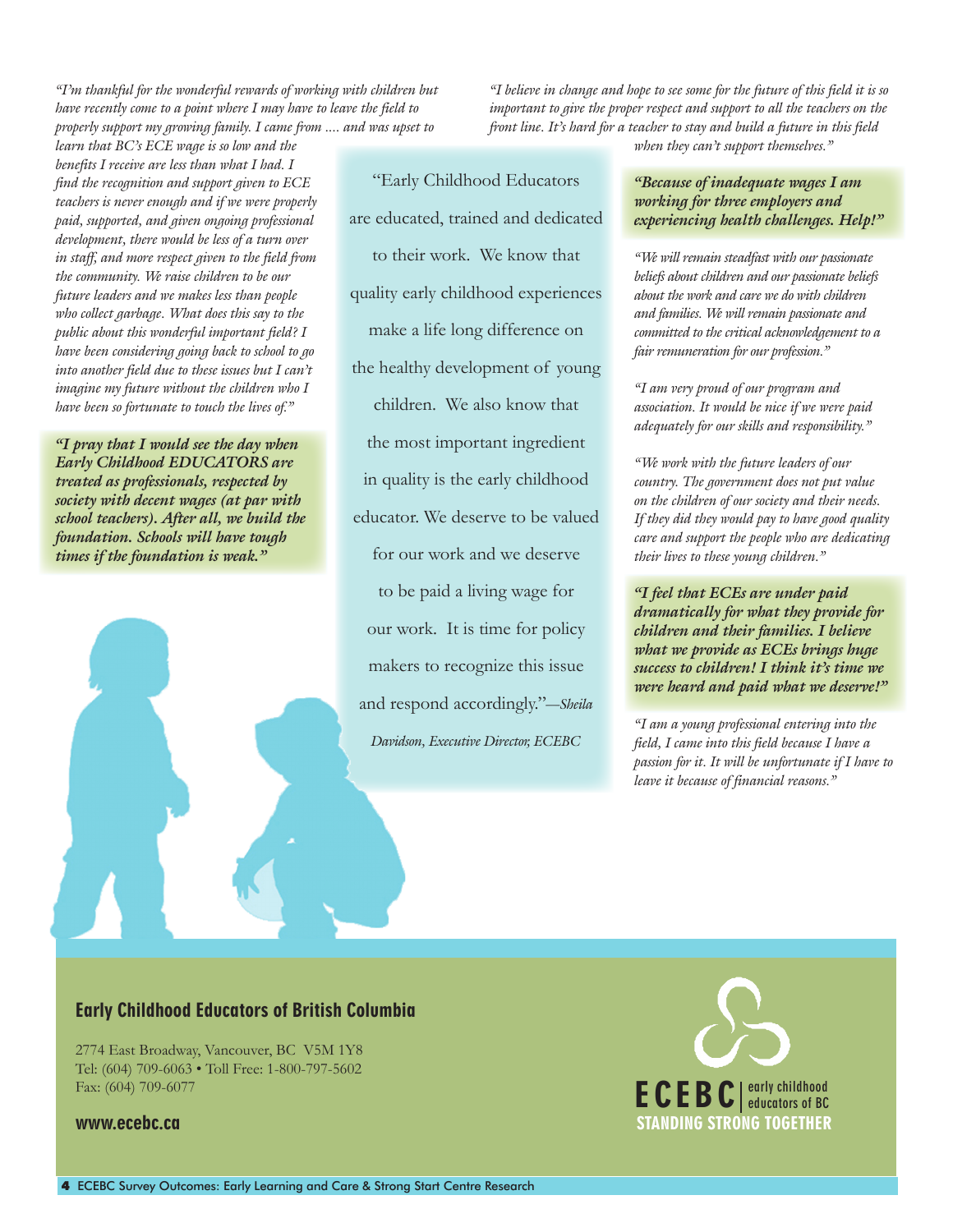*"I'm thankful for the wonderful rewards of working with children but have recently come to a point where I may have to leave the field to properly support my growing family. I came from .... and was upset to learn that BC's ECE wage is so low and the benefits I receive are less than what I had. I find the recognition and support given to ECE teachers is never enough and if we were properly paid, supported, and given ongoing professional development, there would be less of a turn over in staff, and more respect given to the field from the community. We raise children to be our future leaders and we makes less than people who collect garbage. What does this say to the public about this wonderful important field? I have been considering going back to school to go into another field due to these issues but I can't imagine my future without the children who I have been so fortunate to touch the lives of."*

***"I pray that I would see the day when Early Childhood EDUCATORS are treated as professionals, respected by society with decent wages (at par with school teachers). After all, we build the foundation. Schools will have tough times if the foundation is weak."***

"Early Childhood Educators are educated, trained and dedicated to their work. We know that quality early childhood experiences make a life long difference on the healthy development of young children. We also know that the most important ingredient in quality is the early childhood educator. We deserve to be valued for our work and we deserve to be paid a living wage for our work. It is time for policy makers to recognize this issue and respond accordingly."—*Sheila Davidson, Executive Director, ECEBC*

*"I believe in change and hope to see some for the future of this field it is so important to give the proper respect and support to all the teachers on the front line. It's hard for a teacher to stay and build a future in this field when they can't support themselves."*

***"Because of inadequate wages I am working for three employers and experiencing health challenges. Help!"***

*"We will remain steadfast with our passionate beliefs about children and our passionate beliefs about the work and care we do with children and families. We will remain passionate and committed to the critical acknowledgement to a fair remuneration for our profession."*

*"I am very proud of our program and association. It would be nice if we were paid adequately for our skills and responsibility."*

*"We work with the future leaders of our country. The government does not put value on the children of our society and their needs. If they did they would pay to have good quality care and support the people who are dedicating their lives to these young children."*

***"I feel that ECEs are under paid dramatically for what they provide for children and their families. I believe what we provide as ECEs brings huge success to children! I think it's time we were heard and paid what we deserve!"***

*"I am a young professional entering into the field, I came into this field because I have a passion for it. It will be unfortunate if I have to leave it because of financial reasons."*

## Early Childhood Educators of British Columbia

2774 East Broadway, Vancouver, BC V5M 1Y8
Tel: (604) 709-6063 • Toll Free: 1-800-797-5602
Fax: (604) 709-6077

**www.ecebc.ca**

ECEBC | early childhood educators of BC
STANDING STRONG TOGETHER